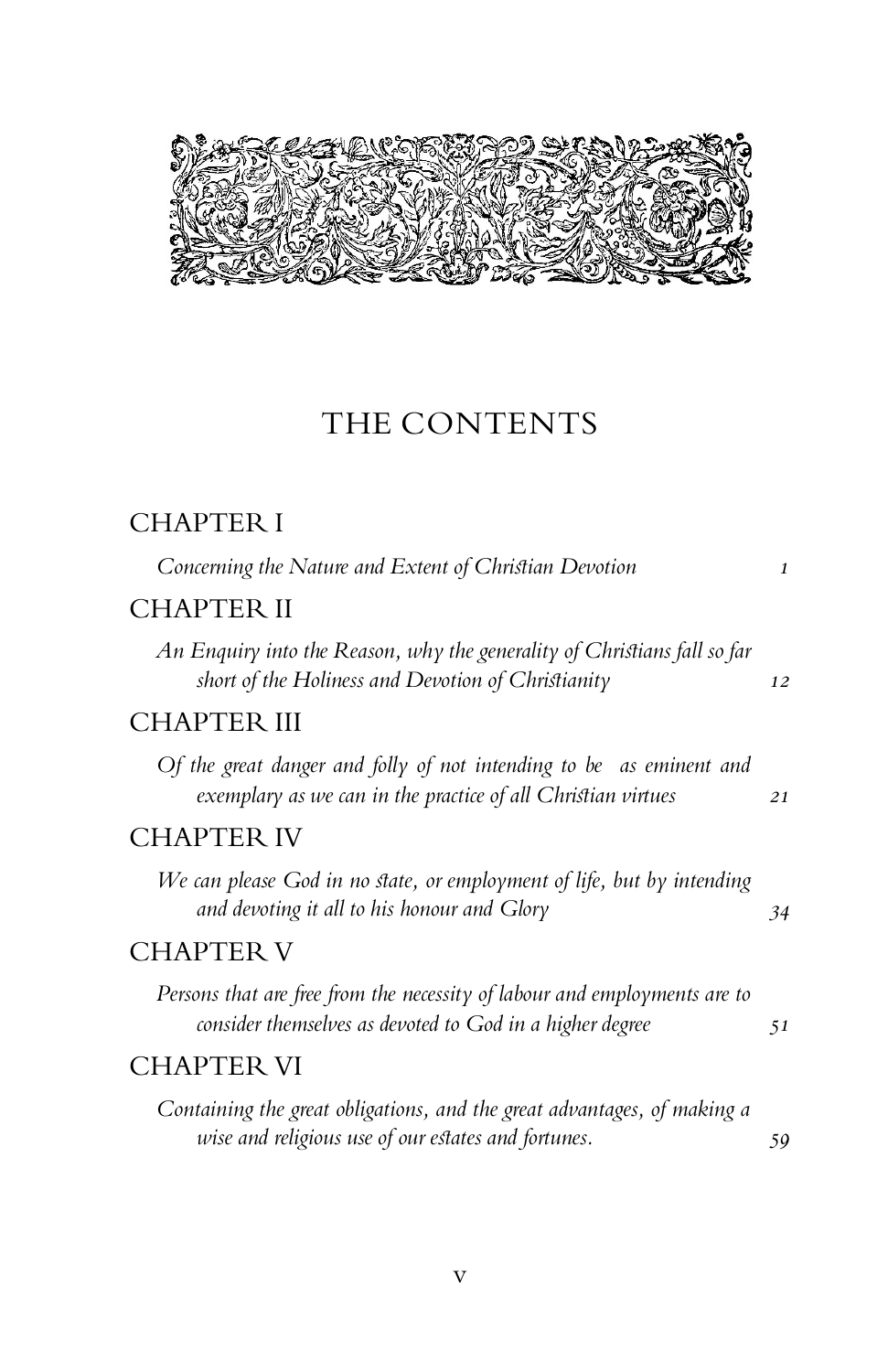# THE CONTENTS

## CHAPTER I

*Concerning the Nature and Extent of Christian Devotion* 1

## CHAPTER II

*An Enquiry into the Reason, why the generality of Christians fall so far short of the Holiness and Devotion of Christianity* 12

## CHAPTER III

*Of the great danger and folly of not intending to be as eminent and exemplary as we can in the practice of all Christian virtues* 21

## CHAPTER IV

*We can please God in no state, or employment of life, but by intending and devoting it all to his honour and Glory* 34

## CHAPTER V

*Persons that are free from the necessity of labour and employments are to consider themselves as devoted to God in a higher degree* 51

## CHAPTER VI

*Containing the great obligations, and the great advantages, of making a wise and religious use of our estates and fortunes.* 59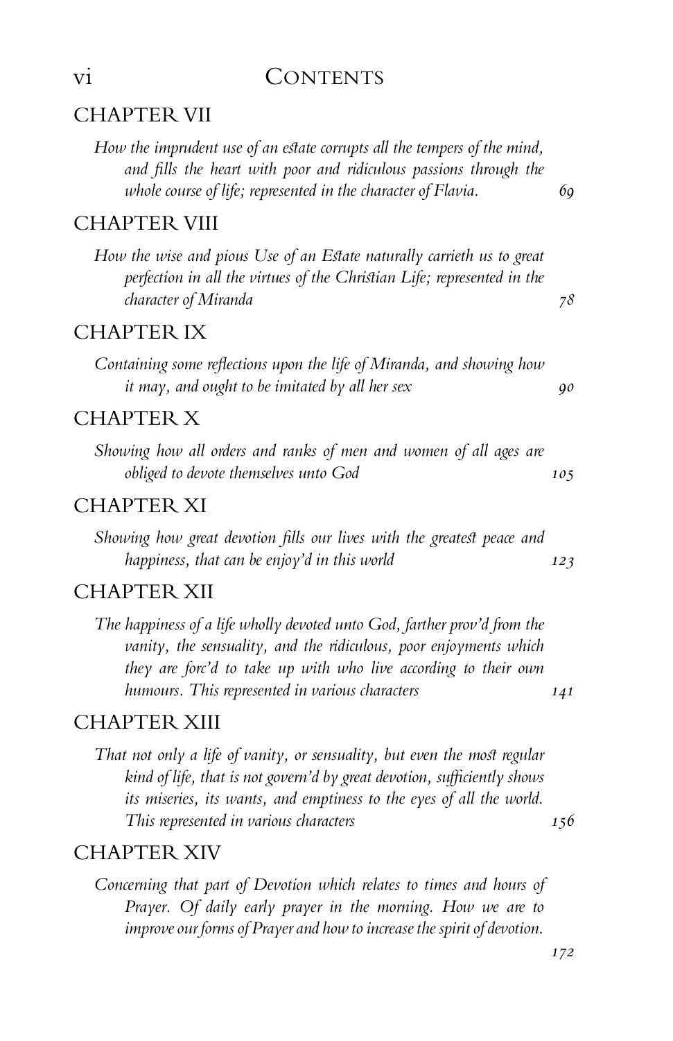## CHAPTER VII

*How the imprudent use of an estate corrupts all the tempers of the mind, and fills the heart with poor and ridiculous passions through the whole course of life; represented in the character of Flavia.* 69

## CHAPTER VIII

*How the wise and pious Use of an Estate naturally carrieth us to great perfection in all the virtues of the Christian Life; represented in the character of Miranda* 78

## CHAPTER IX

*Containing some reflections upon the life of Miranda, and showing how it may, and ought to be imitated by all her sex* 90

## CHAPTER X

*Showing how all orders and ranks of men and women of all ages are obliged to devote themselves unto God* 105

## CHAPTER XI

*Showing how great devotion fills our lives with the greatest peace and happiness, that can be enjoy'd in this world* 123

## CHAPTER XII

*The happiness of a life wholly devoted unto God, farther prov'd from the vanity, the sensuality, and the ridiculous, poor enjoyments which they are forc'd to take up with who live according to their own humours. This represented in various characters* 141

## CHAPTER XIII

*That not only a life of vanity, or sensuality, but even the most regular kind of life, that is not govern'd by great devotion, sufficiently shows its miseries, its wants, and emptiness to the eyes of all the world. This represented in various characters* 156

## CHAPTER XIV

*Concerning that part of Devotion which relates to times and hours of Prayer. Of daily early prayer in the morning. How we are to improve our forms of Prayer and how to increase the spirit of devotion.* 172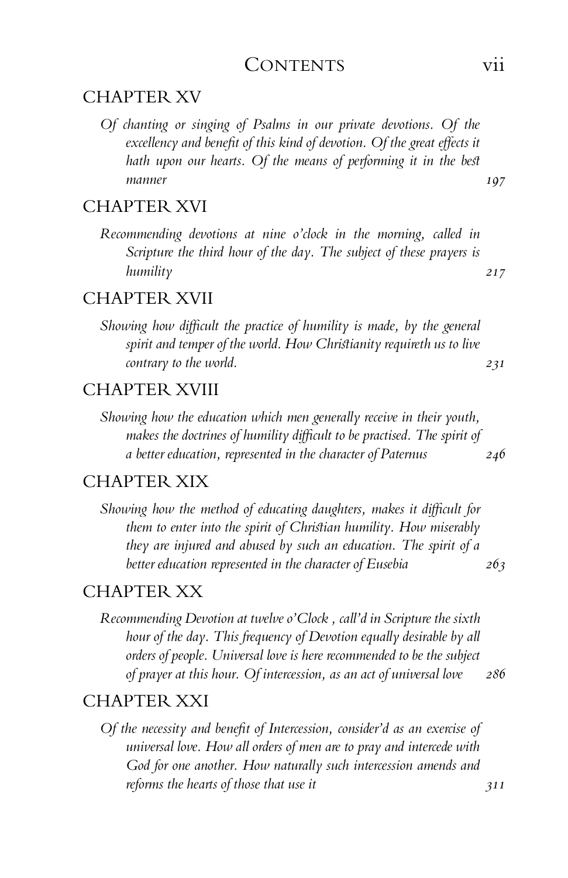## CHAPTER XV

*Of chanting or singing of Psalms in our private devotions. Of the excellency and benefit of this kind of devotion. Of the great effects it hath upon our hearts. Of the means of performing it in the best manner* 197

## CHAPTER XVI

*Recommending devotions at nine o'clock in the morning, called in Scripture the third hour of the day. The subject of these prayers is humility* 217

## CHAPTER XVII

*Showing how difficult the practice of humility is made, by the general spirit and temper of the world. How Christianity requireth us to live contrary to the world.* 231

## CHAPTER XVIII

*Showing how the education which men generally receive in their youth, makes the doctrines of humility difficult to be practised. The spirit of a better education, represented in the character of Paternus* 246

## CHAPTER XIX

*Showing how the method of educating daughters, makes it difficult for them to enter into the spirit of Christian humility. How miserably they are injured and abused by such an education. The spirit of a better education represented in the character of Eusebia* 263

## CHAPTER XX

*Recommending Devotion at twelve o'Clock , call'd in Scripture the sixth hour of the day. This frequency of Devotion equally desirable by all orders of people. Universal love is here recommended to be the subject of prayer at this hour. Of intercession, as an act of universal love* 286

## CHAPTER XXI

*Of the necessity and benefit of Intercession, consider'd as an exercise of universal love. How all orders of men are to pray and intercede with God for one another. How naturally such intercession amends and reforms the hearts of those that use it* 311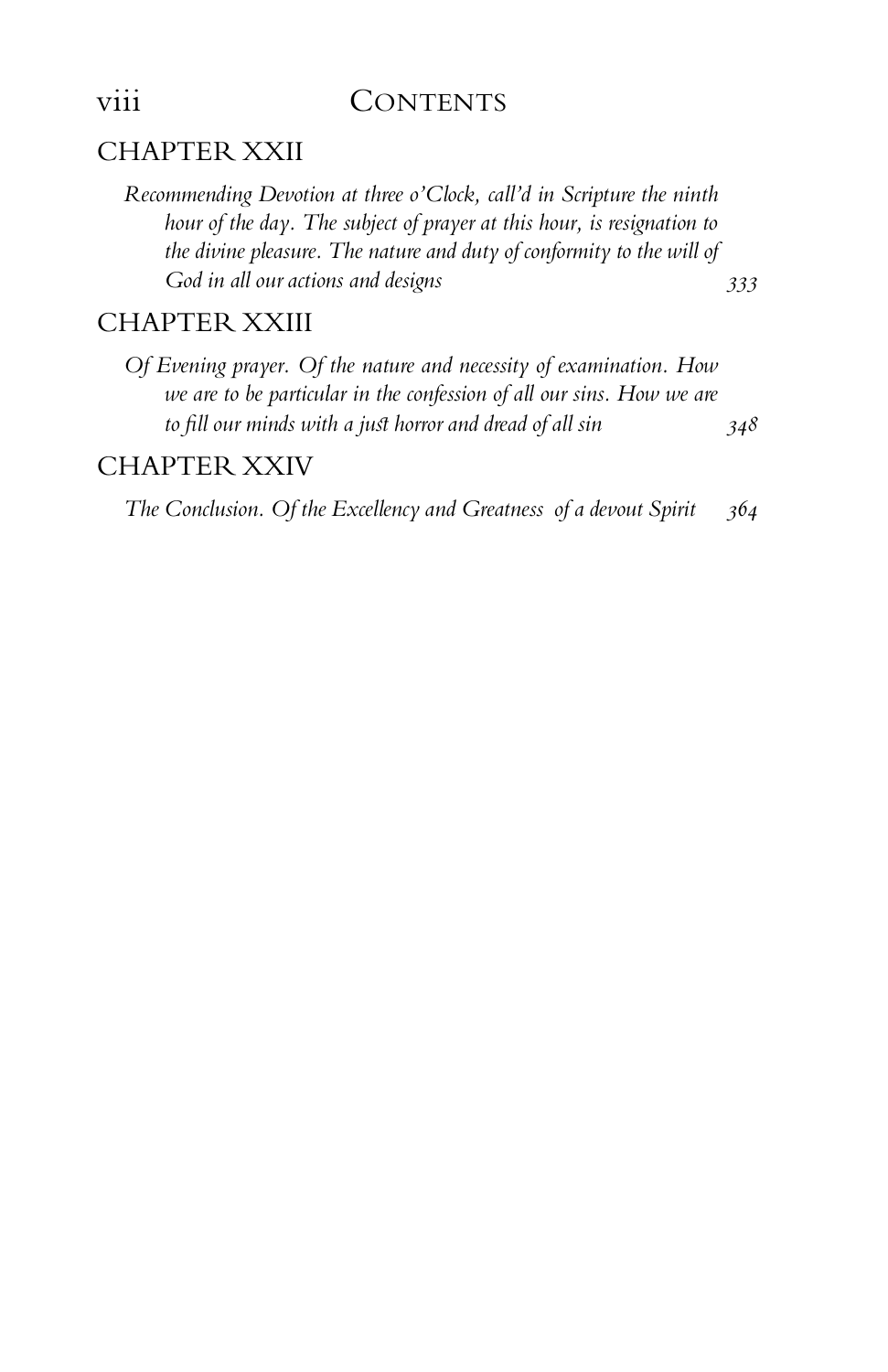## CHAPTER XXII

*Recommending Devotion at three o'Clock, call'd in Scripture the ninth hour of the day. The subject of prayer at this hour, is resignation to the divine pleasure. The nature and duty of conformity to the will of God in all our actions and designs* *333*

## CHAPTER XXIII

*Of Evening prayer. Of the nature and necessity of examination. How we are to be particular in the confession of all our sins. How we are to fill our minds with a just horror and dread of all sin* *348*

## CHAPTER XXIV

*The Conclusion. Of the Excellency and Greatness of a devout Spirit* *364*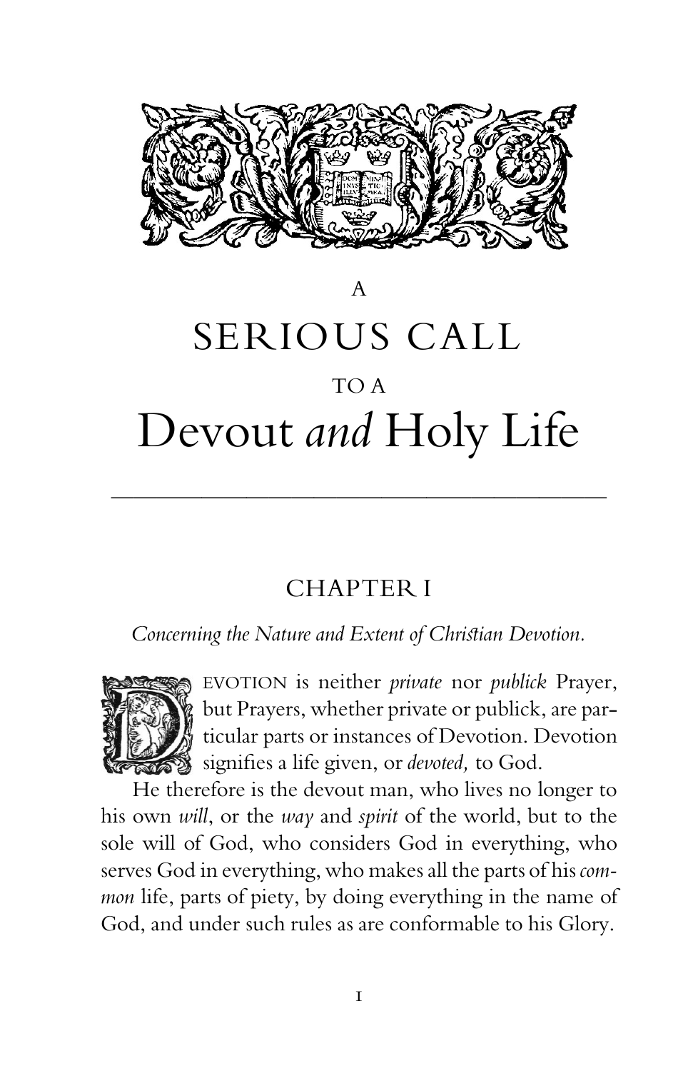A

# SERIOUS CALL

TO A

# Devout *and* Holy Life

---

## CHAPTER I

*Concerning the Nature and Extent of Christian Devotion.*

DEVOTION is neither *private* nor *publick* Prayer, but Prayers, whether private or publick, are particular parts or instances of Devotion. Devotion signifies a life given, or *devoted,* to God.

He therefore is the devout man, who lives no longer to his own *will*, or the *way* and *spirit* of the world, but to the sole will of God, who considers God in everything, who serves God in everything, who makes all the parts of his *common* life, parts of piety, by doing everything in the name of God, and under such rules as are conformable to his Glory.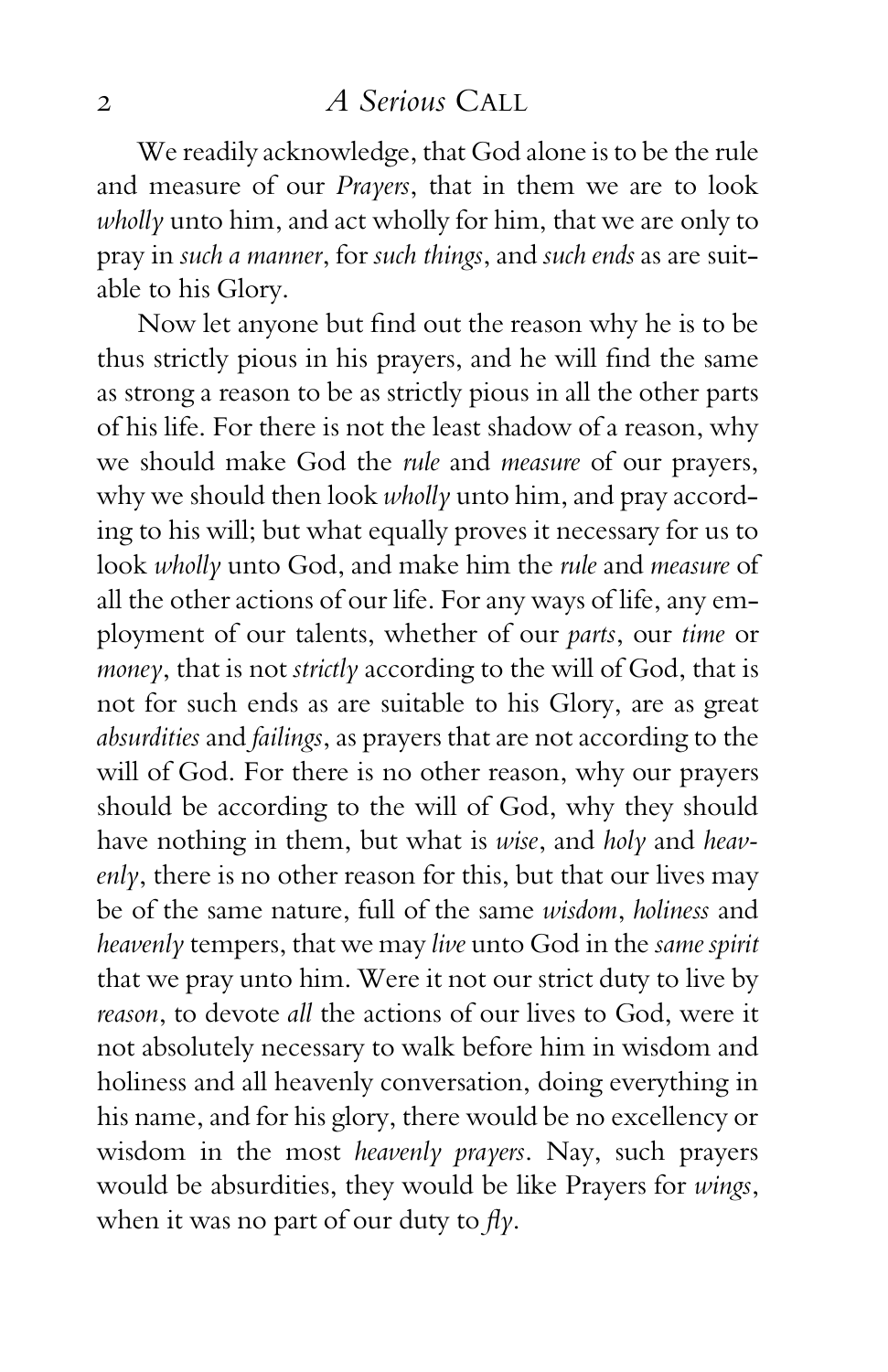We readily acknowledge, that God alone is to be the rule and measure of our *Prayers*, that in them we are to look *wholly* unto him, and act wholly for him, that we are only to pray in *such a manner*, for *such things*, and *such ends* as are suitable to his Glory.

Now let anyone but find out the reason why he is to be thus strictly pious in his prayers, and he will find the same as strong a reason to be as strictly pious in all the other parts of his life. For there is not the least shadow of a reason, why we should make God the *rule* and *measure* of our prayers, why we should then look *wholly* unto him, and pray according to his will; but what equally proves it necessary for us to look *wholly* unto God, and make him the *rule* and *measure* of all the other actions of our life. For any ways of life, any employment of our talents, whether of our *parts*, our *time* or *money*, that is not *strictly* according to the will of God, that is not for such ends as are suitable to his Glory, are as great *absurdities* and *failings*, as prayers that are not according to the will of God. For there is no other reason, why our prayers should be according to the will of God, why they should have nothing in them, but what is *wise*, and *holy* and *heavenly*, there is no other reason for this, but that our lives may be of the same nature, full of the same *wisdom*, *holiness* and *heavenly* tempers, that we may *live* unto God in the *same spirit* that we pray unto him. Were it not our strict duty to live by *reason*, to devote *all* the actions of our lives to God, were it not absolutely necessary to walk before him in wisdom and holiness and all heavenly conversation, doing everything in his name, and for his glory, there would be no excellency or wisdom in the most *heavenly prayers*. Nay, such prayers would be absurdities, they would be like Prayers for *wings*, when it was no part of our duty to *fly*.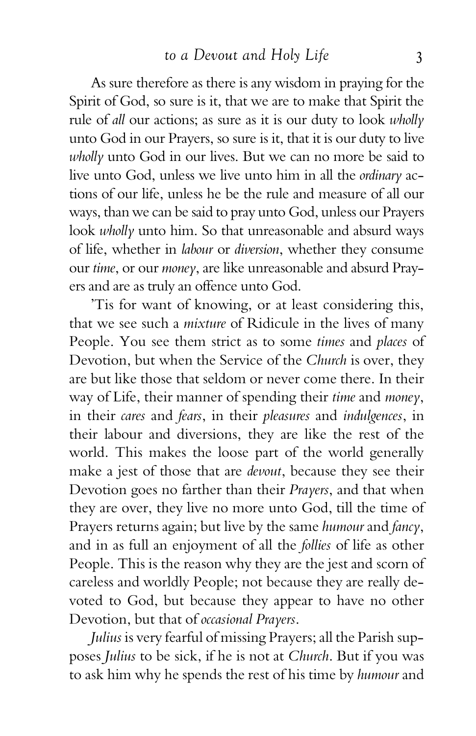As sure therefore as there is any wisdom in praying for the Spirit of God, so sure is it, that we are to make that Spirit the rule of *all* our actions; as sure as it is our duty to look *wholly* unto God in our Prayers, so sure is it, that it is our duty to live *wholly* unto God in our lives. But we can no more be said to live unto God, unless we live unto him in all the *ordinary* actions of our life, unless he be the rule and measure of all our ways, than we can be said to pray unto God, unless our Prayers look *wholly* unto him. So that unreasonable and absurd ways of life, whether in *labour* or *diversion*, whether they consume our *time*, or our *money*, are like unreasonable and absurd Prayers and are as truly an offence unto God.

'Tis for want of knowing, or at least considering this, that we see such a *mixture* of Ridicule in the lives of many People. You see them strict as to some *times* and *places* of Devotion, but when the Service of the *Church* is over, they are but like those that seldom or never come there. In their way of Life, their manner of spending their *time* and *money*, in their *cares* and *fears*, in their *pleasures* and *indulgences*, in their labour and diversions, they are like the rest of the world. This makes the loose part of the world generally make a jest of those that are *devout*, because they see their Devotion goes no farther than their *Prayers*, and that when they are over, they live no more unto God, till the time of Prayers returns again; but live by the same *humour* and *fancy*, and in as full an enjoyment of all the *follies* of life as other People. This is the reason why they are the jest and scorn of careless and worldly People; not because they are really devoted to God, but because they appear to have no other Devotion, but that of *occasional Prayers*.

*Julius* is very fearful of missing Prayers; all the Parish supposes *Julius* to be sick, if he is not at *Church*. But if you was to ask him why he spends the rest of his time by *humour* and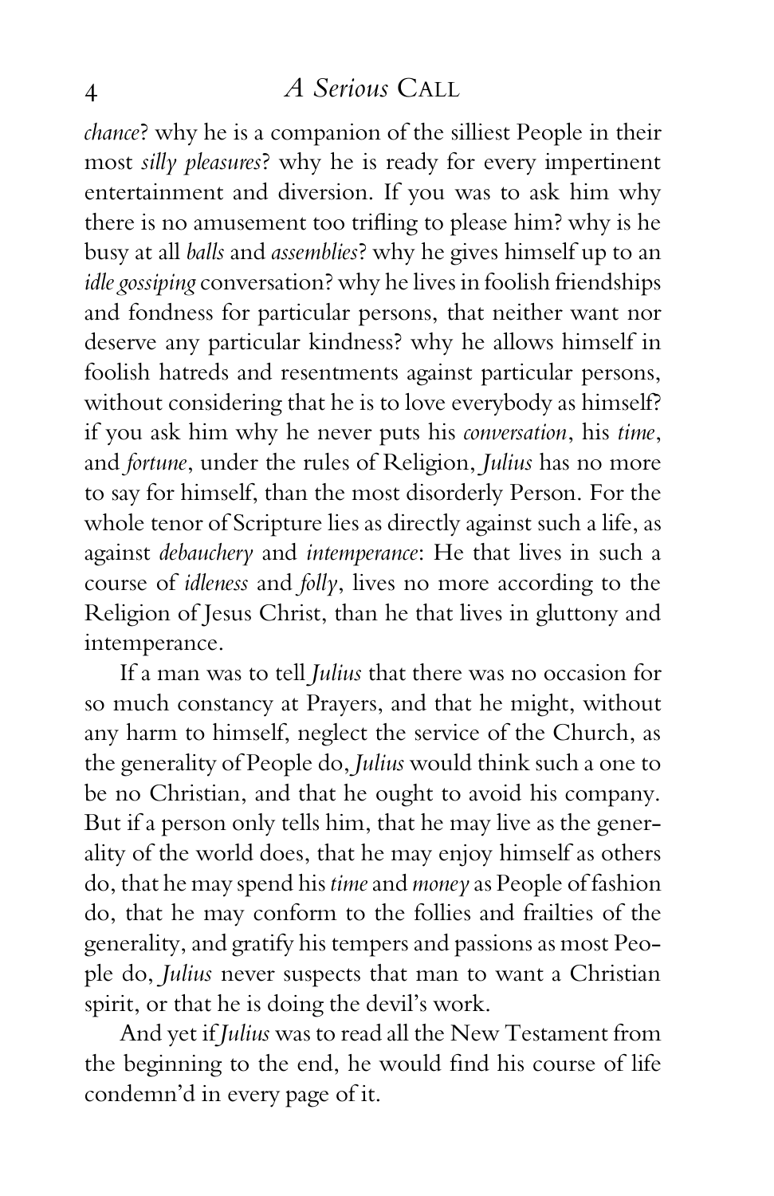*chance*? why he is a companion of the silliest People in their most *silly pleasures*? why he is ready for every impertinent entertainment and diversion. If you was to ask him why there is no amusement too trifling to please him? why is he busy at all *balls* and *assemblies*? why he gives himself up to an *idle gossiping* conversation? why he lives in foolish friendships and fondness for particular persons, that neither want nor deserve any particular kindness? why he allows himself in foolish hatreds and resentments against particular persons, without considering that he is to love everybody as himself? if you ask him why he never puts his *conversation*, his *time*, and *fortune*, under the rules of Religion, *Julius* has no more to say for himself, than the most disorderly Person. For the whole tenor of Scripture lies as directly against such a life, as against *debauchery* and *intemperance*: He that lives in such a course of *idleness* and *folly*, lives no more according to the Religion of Jesus Christ, than he that lives in gluttony and intemperance.

If a man was to tell *Julius* that there was no occasion for so much constancy at Prayers, and that he might, without any harm to himself, neglect the service of the Church, as the generality of People do, *Julius* would think such a one to be no Christian, and that he ought to avoid his company. But if a person only tells him, that he may live as the generality of the world does, that he may enjoy himself as others do, that he may spend his *time* and *money* as People of fashion do, that he may conform to the follies and frailties of the generality, and gratify his tempers and passions as most People do, *Julius* never suspects that man to want a Christian spirit, or that he is doing the devil's work.

And yet if *Julius* was to read all the New Testament from the beginning to the end, he would find his course of life condemn'd in every page of it.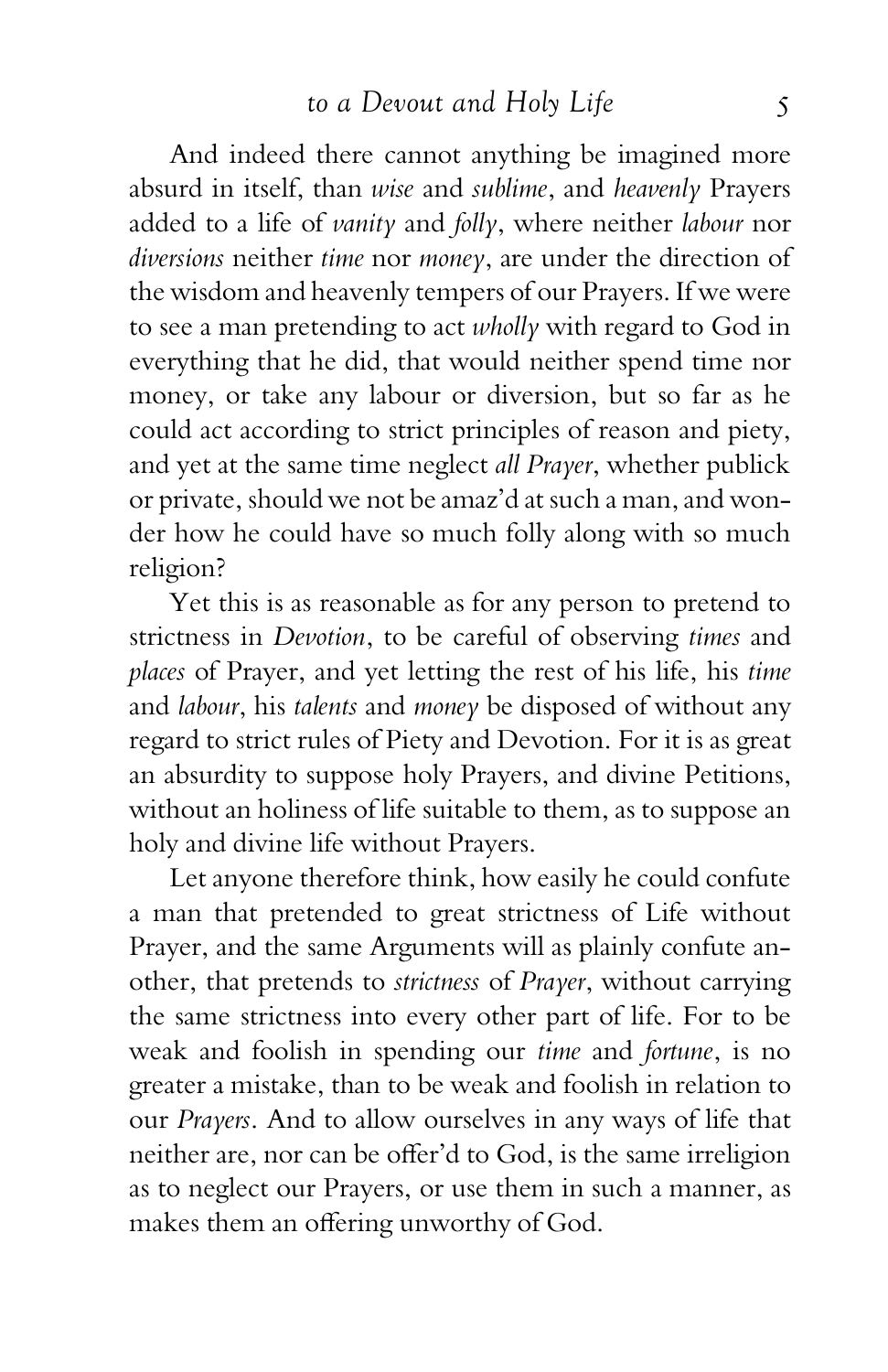And indeed there cannot anything be imagined more absurd in itself, than *wise* and *sublime*, and *heavenly* Prayers added to a life of *vanity* and *folly*, where neither *labour* nor *diversions* neither *time* nor *money*, are under the direction of the wisdom and heavenly tempers of our Prayers. If we were to see a man pretending to act *wholly* with regard to God in everything that he did, that would neither spend time nor money, or take any labour or diversion, but so far as he could act according to strict principles of reason and piety, and yet at the same time neglect *all Prayer*, whether publick or private, should we not be amaz'd at such a man, and wonder how he could have so much folly along with so much religion?

Yet this is as reasonable as for any person to pretend to strictness in *Devotion*, to be careful of observing *times* and *places* of Prayer, and yet letting the rest of his life, his *time* and *labour*, his *talents* and *money* be disposed of without any regard to strict rules of Piety and Devotion. For it is as great an absurdity to suppose holy Prayers, and divine Petitions, without an holiness of life suitable to them, as to suppose an holy and divine life without Prayers.

Let anyone therefore think, how easily he could confute a man that pretended to great strictness of Life without Prayer, and the same Arguments will as plainly confute another, that pretends to *strictness* of *Prayer*, without carrying the same strictness into every other part of life. For to be weak and foolish in spending our *time* and *fortune*, is no greater a mistake, than to be weak and foolish in relation to our *Prayers*. And to allow ourselves in any ways of life that neither are, nor can be offer'd to God, is the same irreligion as to neglect our Prayers, or use them in such a manner, as makes them an offering unworthy of God.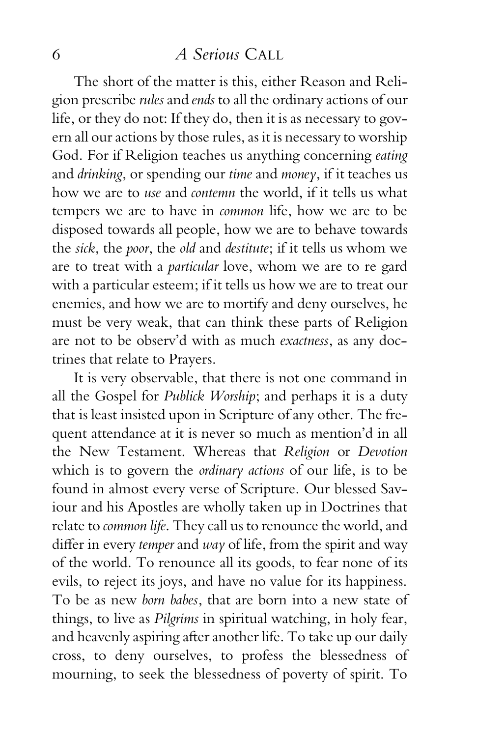The short of the matter is this, either Reason and Religion prescribe *rules* and *ends* to all the ordinary actions of our life, or they do not: If they do, then it is as necessary to govern all our actions by those rules, as it is necessary to worship God. For if Religion teaches us anything concerning *eating* and *drinking*, or spending our *time* and *money*, if it teaches us how we are to *use* and *contemn* the world, if it tells us what tempers we are to have in *common* life, how we are to be disposed towards all people, how we are to behave towards the *sick*, the *poor*, the *old* and *destitute*; if it tells us whom we are to treat with a *particular* love, whom we are to re gard with a particular esteem; if it tells us how we are to treat our enemies, and how we are to mortify and deny ourselves, he must be very weak, that can think these parts of Religion are not to be observ'd with as much *exactness*, as any doctrines that relate to Prayers.

It is very observable, that there is not one command in all the Gospel for *Publick Worship*; and perhaps it is a duty that is least insisted upon in Scripture of any other. The frequent attendance at it is never so much as mention'd in all the New Testament. Whereas that *Religion* or *Devotion* which is to govern the *ordinary actions* of our life, is to be found in almost every verse of Scripture. Our blessed Saviour and his Apostles are wholly taken up in Doctrines that relate to *common life*. They call us to renounce the world, and differ in every *temper* and *way* of life, from the spirit and way of the world. To renounce all its goods, to fear none of its evils, to reject its joys, and have no value for its happiness. To be as new *born babes*, that are born into a new state of things, to live as *Pilgrims* in spiritual watching, in holy fear, and heavenly aspiring after another life. To take up our daily cross, to deny ourselves, to profess the blessedness of mourning, to seek the blessedness of poverty of spirit. To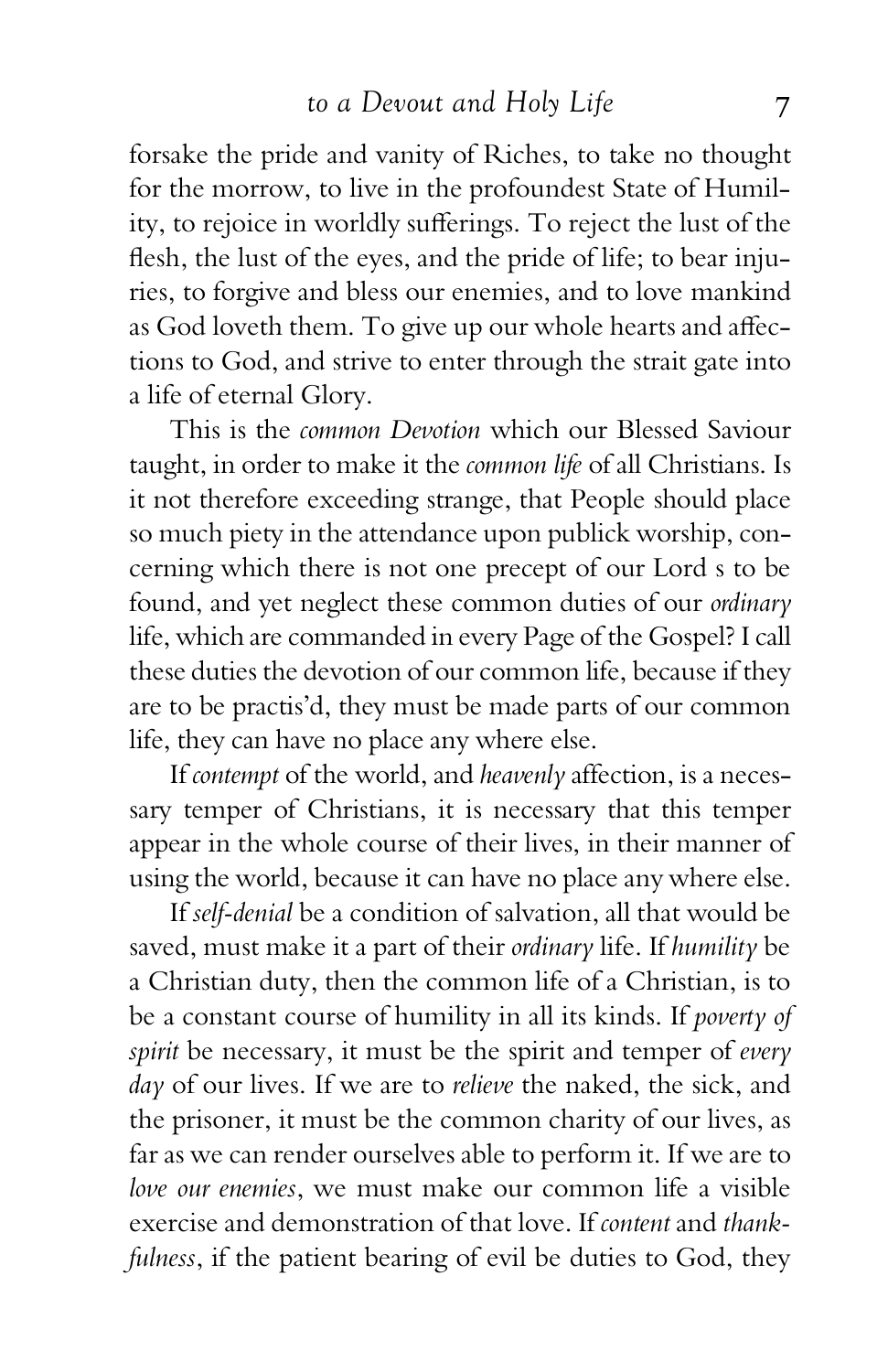forsake the pride and vanity of Riches, to take no thought for the morrow, to live in the profoundest State of Humility, to rejoice in worldly sufferings. To reject the lust of the flesh, the lust of the eyes, and the pride of life; to bear injuries, to forgive and bless our enemies, and to love mankind as God loveth them. To give up our whole hearts and affections to God, and strive to enter through the strait gate into a life of eternal Glory.

This is the *common Devotion* which our Blessed Saviour taught, in order to make it the *common life* of all Christians. Is it not therefore exceeding strange, that People should place so much piety in the attendance upon publick worship, concerning which there is not one precept of our Lord s to be found, and yet neglect these common duties of our *ordinary* life, which are commanded in every Page of the Gospel? I call these duties the devotion of our common life, because if they are to be practis'd, they must be made parts of our common life, they can have no place any where else.

If *contempt* of the world, and *heavenly* affection, is a necessary temper of Christians, it is necessary that this temper appear in the whole course of their lives, in their manner of using the world, because it can have no place any where else.

If *self-denial* be a condition of salvation, all that would be saved, must make it a part of their *ordinary* life. If *humility* be a Christian duty, then the common life of a Christian, is to be a constant course of humility in all its kinds. If *poverty of spirit* be necessary, it must be the spirit and temper of *every day* of our lives. If we are to *relieve* the naked, the sick, and the prisoner, it must be the common charity of our lives, as far as we can render ourselves able to perform it. If we are to *love our enemies*, we must make our common life a visible exercise and demonstration of that love. If *content* and *thankfulness*, if the patient bearing of evil be duties to God, they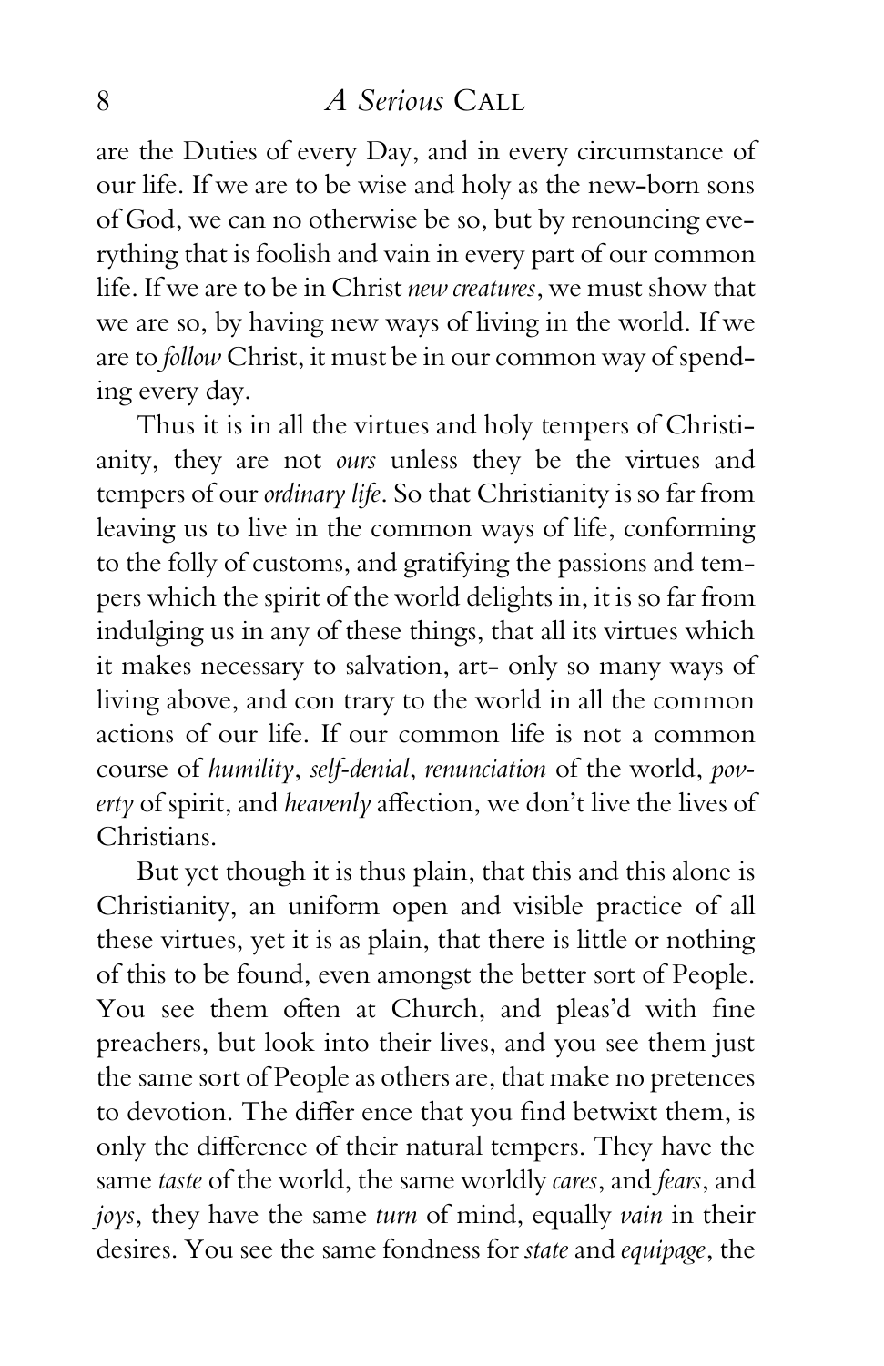are the Duties of every Day, and in every circumstance of our life. If we are to be wise and holy as the new-born sons of God, we can no otherwise be so, but by renouncing everything that is foolish and vain in every part of our common life. If we are to be in Christ *new creatures*, we must show that we are so, by having new ways of living in the world. If we are to *follow* Christ, it must be in our common way of spending every day.

Thus it is in all the virtues and holy tempers of Christianity, they are not *ours* unless they be the virtues and tempers of our *ordinary life*. So that Christianity is so far from leaving us to live in the common ways of life, conforming to the folly of customs, and gratifying the passions and tempers which the spirit of the world delights in, it is so far from indulging us in any of these things, that all its virtues which it makes necessary to salvation, art- only so many ways of living above, and con trary to the world in all the common actions of our life. If our common life is not a common course of *humility*, *self-denial*, *renunciation* of the world, *poverty* of spirit, and *heavenly* affection, we don't live the lives of Christians.

But yet though it is thus plain, that this and this alone is Christianity, an uniform open and visible practice of all these virtues, yet it is as plain, that there is little or nothing of this to be found, even amongst the better sort of People. You see them often at Church, and pleas'd with fine preachers, but look into their lives, and you see them just the same sort of People as others are, that make no pretences to devotion. The differ ence that you find betwixt them, is only the difference of their natural tempers. They have the same *taste* of the world, the same worldly *cares*, and *fears*, and *joys*, they have the same *turn* of mind, equally *vain* in their desires. You see the same fondness for *state* and *equipage*, the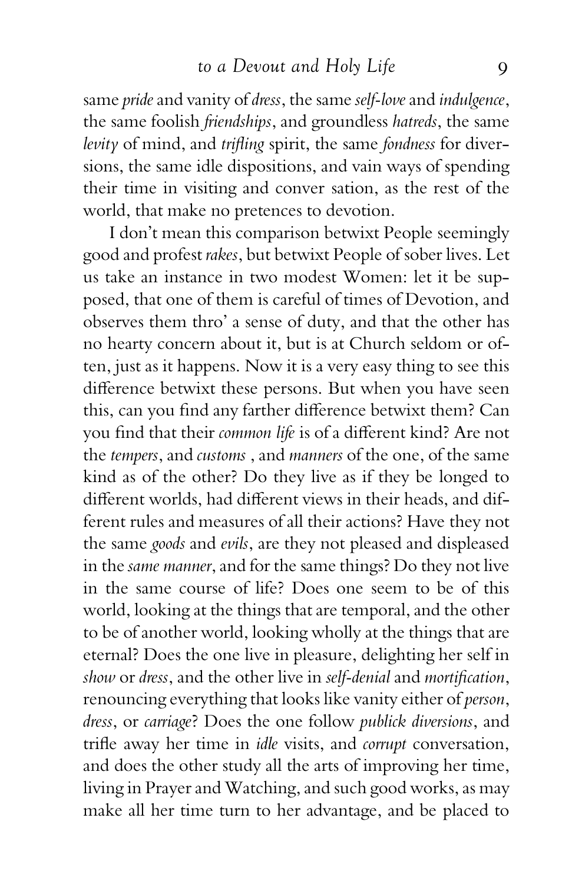same *pride* and vanity of *dress*, the same *self-love* and *indulgence*, the same foolish *friendships*, and groundless *hatreds*, the same *levity* of mind, and *trifling* spirit, the same *fondness* for diversions, the same idle dispositions, and vain ways of spending their time in visiting and conver sation, as the rest of the world, that make no pretences to devotion.

I don't mean this comparison betwixt People seemingly good and profest *rakes*, but betwixt People of sober lives. Let us take an instance in two modest Women: let it be supposed, that one of them is careful of times of Devotion, and observes them thro' a sense of duty, and that the other has no hearty concern about it, but is at Church seldom or often, just as it happens. Now it is a very easy thing to see this difference betwixt these persons. But when you have seen this, can you find any farther difference betwixt them? Can you find that their *common life* is of a different kind? Are not the *tempers*, and *customs* , and *manners* of the one, of the same kind as of the other? Do they live as if they be longed to different worlds, had different views in their heads, and different rules and measures of all their actions? Have they not the same *goods* and *evils*, are they not pleased and displeased in the *same manner*, and for the same things? Do they not live in the same course of life? Does one seem to be of this world, looking at the things that are temporal, and the other to be of another world, looking wholly at the things that are eternal? Does the one live in pleasure, delighting her self in *show* or *dress*, and the other live in *self-denial* and *mortification*, renouncing everything that looks like vanity either of *person*, *dress*, or *carriage*? Does the one follow *publick diversions*, and trifle away her time in *idle* visits, and *corrupt* conversation, and does the other study all the arts of improving her time, living in Prayer and Watching, and such good works, as may make all her time turn to her advantage, and be placed to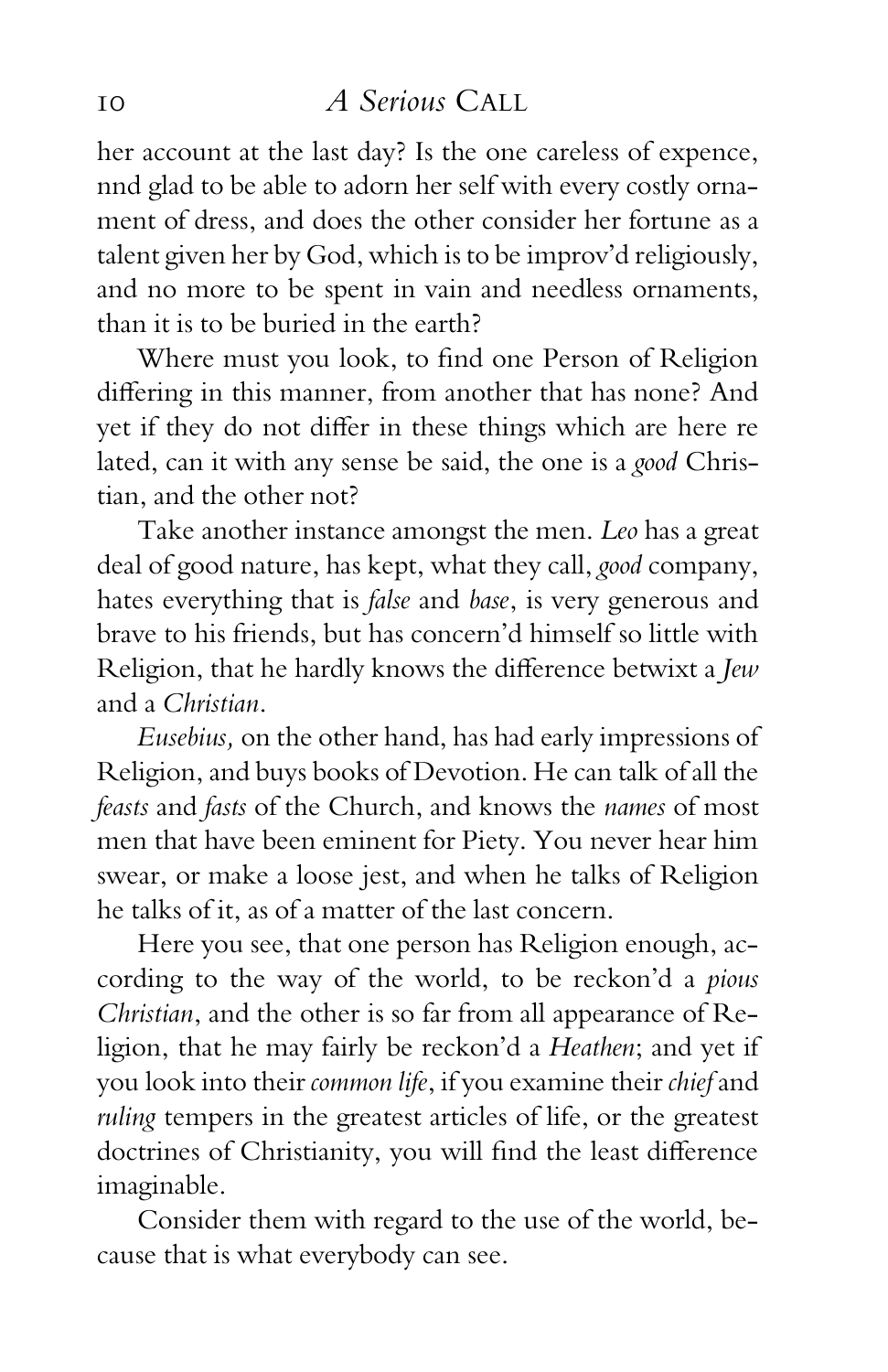her account at the last day? Is the one careless of expence, nnd glad to be able to adorn her self with every costly ornament of dress, and does the other consider her fortune as a talent given her by God, which is to be improv'd religiously, and no more to be spent in vain and needless ornaments, than it is to be buried in the earth?

Where must you look, to find one Person of Religion differing in this manner, from another that has none? And yet if they do not differ in these things which are here re lated, can it with any sense be said, the one is a *good* Christian, and the other not?

Take another instance amongst the men. *Leo* has a great deal of good nature, has kept, what they call, *good* company, hates everything that is *false* and *base*, is very generous and brave to his friends, but has concern'd himself so little with Religion, that he hardly knows the difference betwixt a *Jew* and a *Christian*.

*Eusebius,* on the other hand, has had early impressions of Religion, and buys books of Devotion. He can talk of all the *feasts* and *fasts* of the Church, and knows the *names* of most men that have been eminent for Piety. You never hear him swear, or make a loose jest, and when he talks of Religion he talks of it, as of a matter of the last concern.

Here you see, that one person has Religion enough, according to the way of the world, to be reckon'd a *pious Christian*, and the other is so far from all appearance of Religion, that he may fairly be reckon'd a *Heathen*; and yet if you look into their *common life*, if you examine their *chief* and *ruling* tempers in the greatest articles of life, or the greatest doctrines of Christianity, you will find the least difference imaginable.

Consider them with regard to the use of the world, because that is what everybody can see.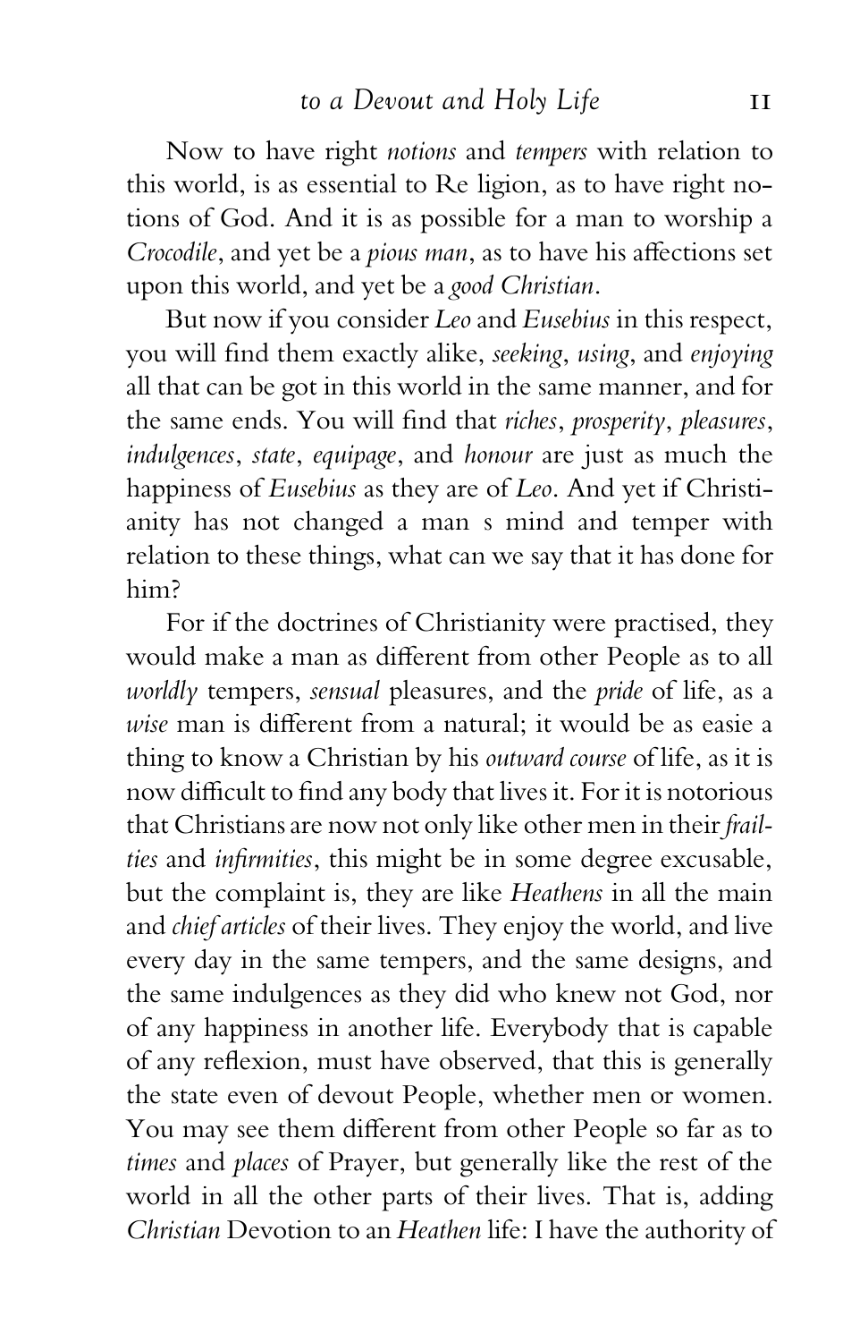Now to have right *notions* and *tempers* with relation to this world, is as essential to Re ligion, as to have right notions of God. And it is as possible for a man to worship a *Crocodile*, and yet be a *pious man*, as to have his affections set upon this world, and yet be a *good Christian*.

But now if you consider *Leo* and *Eusebius* in this respect, you will find them exactly alike, *seeking*, *using*, and *enjoying* all that can be got in this world in the same manner, and for the same ends. You will find that *riches*, *prosperity*, *pleasures*, *indulgences*, *state*, *equipage*, and *honour* are just as much the happiness of *Eusebius* as they are of *Leo*. And yet if Christianity has not changed a man s mind and temper with relation to these things, what can we say that it has done for him?

For if the doctrines of Christianity were practised, they would make a man as different from other People as to all *worldly* tempers, *sensual* pleasures, and the *pride* of life, as a *wise* man is different from a natural; it would be as easie a thing to know a Christian by his *outward course* of life, as it is now difficult to find any body that lives it. For it is notorious that Christians are now not only like other men in their *frailties* and *infirmities*, this might be in some degree excusable, but the complaint is, they are like *Heathens* in all the main and *chief articles* of their lives. They enjoy the world, and live every day in the same tempers, and the same designs, and the same indulgences as they did who knew not God, nor of any happiness in another life. Everybody that is capable of any reflexion, must have observed, that this is generally the state even of devout People, whether men or women. You may see them different from other People so far as to *times* and *places* of Prayer, but generally like the rest of the world in all the other parts of their lives. That is, adding *Christian* Devotion to an *Heathen* life: I have the authority of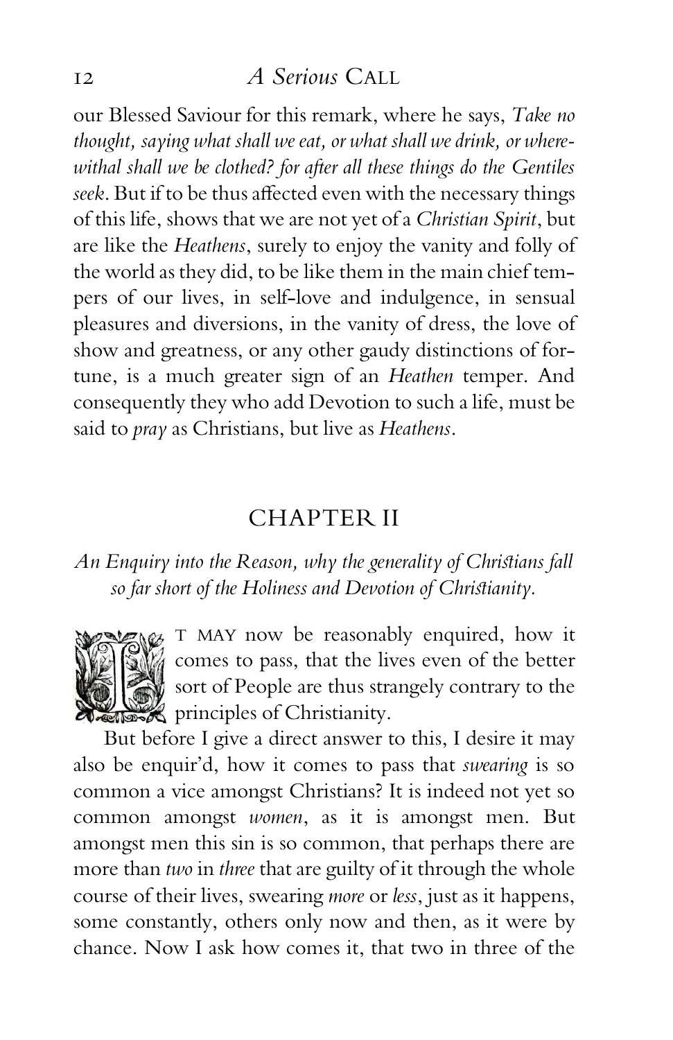our Blessed Saviour for this remark, where he says, *Take no thought, saying what shall we eat, or what shall we drink, or wherewithal shall we be clothed? for after all these things do the Gentiles seek*. But if to be thus affected even with the necessary things of this life, shows that we are not yet of a *Christian Spirit*, but are like the *Heathens*, surely to enjoy the vanity and folly of the world as they did, to be like them in the main chief tempers of our lives, in self-love and indulgence, in sensual pleasures and diversions, in the vanity of dress, the love of show and greatness, or any other gaudy distinctions of fortune, is a much greater sign of an *Heathen* temper. And consequently they who add Devotion to such a life, must be said to *pray* as Christians, but live as *Heathens*.

## CHAPTER II

*An Enquiry into the Reason, why the generality of Christians fall so far short of the Holiness and Devotion of Christianity.*

IT MAY now be reasonably enquired, how it comes to pass, that the lives even of the better sort of People are thus strangely contrary to the principles of Christianity.

But before I give a direct answer to this, I desire it may also be enquir'd, how it comes to pass that *swearing* is so common a vice amongst Christians? It is indeed not yet so common amongst *women*, as it is amongst men. But amongst men this sin is so common, that perhaps there are more than *two* in *three* that are guilty of it through the whole course of their lives, swearing *more* or *less*, just as it happens, some constantly, others only now and then, as it were by chance. Now I ask how comes it, that two in three of the